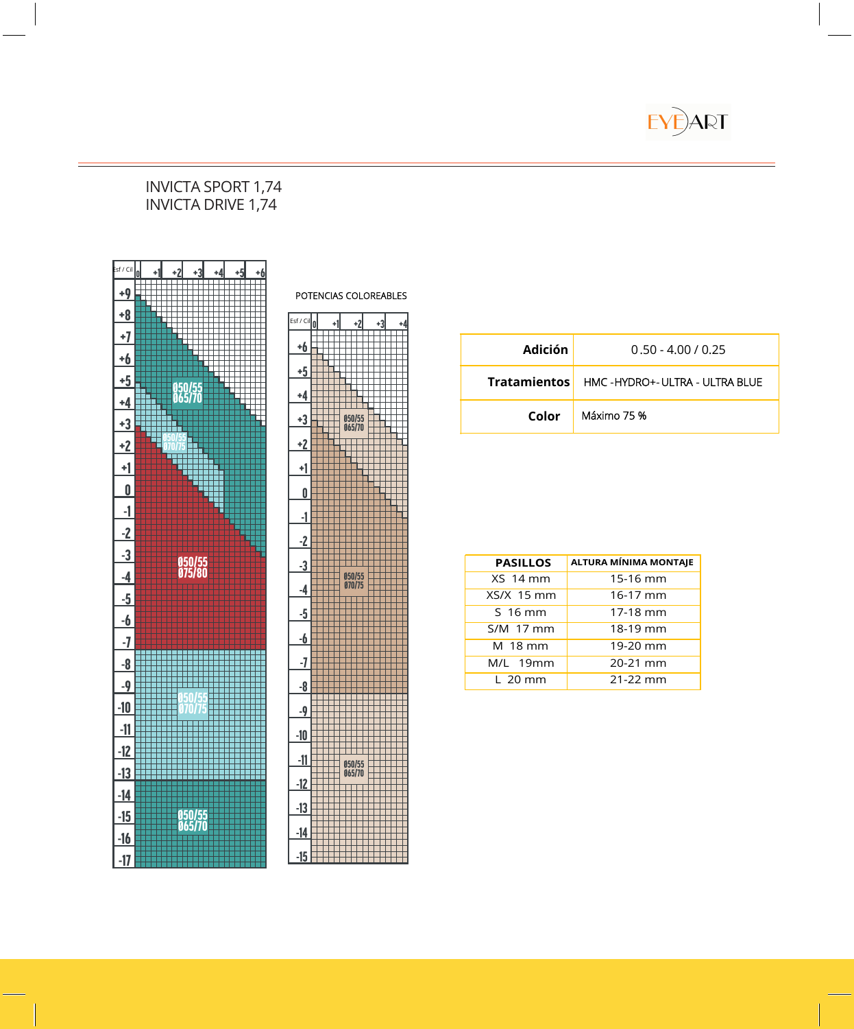EYE ART

INVICTA SPORT 1,74
INVICTA DRIVE 1,74

Esf / Cil: 0, +1, +2, +3, +4, +5, +6

Esf: +9, +8, +7, +6, +5, +4, +3, +2, +1, 0, -1, -2, -3, -4, -5, -6, -7, -8, -9, -10, -11, -12, -13, -14, -15, -16, -17

Ø50/55 Ø65/70

Ø50/55 Ø70/75

Ø50/55 Ø75/80

Ø50/55 Ø70/75

Ø50/55 Ø65/70

POTENCIAS COLOREABLES

Esf / Cil: 0, +1, +2, +3, +4

Esf: +6, +5, +4, +3, +2, +1, 0, -1, -2, -3, -4, -5, -6, -7, -8, -9, -10, -11, -12, -13, -14, -15

Ø50/55 Ø65/70

Ø50/55 Ø70/75

Ø50/55 Ø65/70

| | |
|---|---|
| **Adición** | 0.50 - 4.00 / 0.25 |
| **Tratamientos** | HMC -HYDRO+- ULTRA - ULTRA BLUE |
| **Color** | Máximo 75 % |

| PASILLOS | ALTURA MÍNIMA MONTAJE |
|---|---|
| XS 14 mm | 15-16 mm |
| XS/X 15 mm | 16-17 mm |
| S 16 mm | 17-18 mm |
| S/M 17 mm | 18-19 mm |
| M 18 mm | 19-20 mm |
| M/L 19mm | 20-21 mm |
| L 20 mm | 21-22 mm |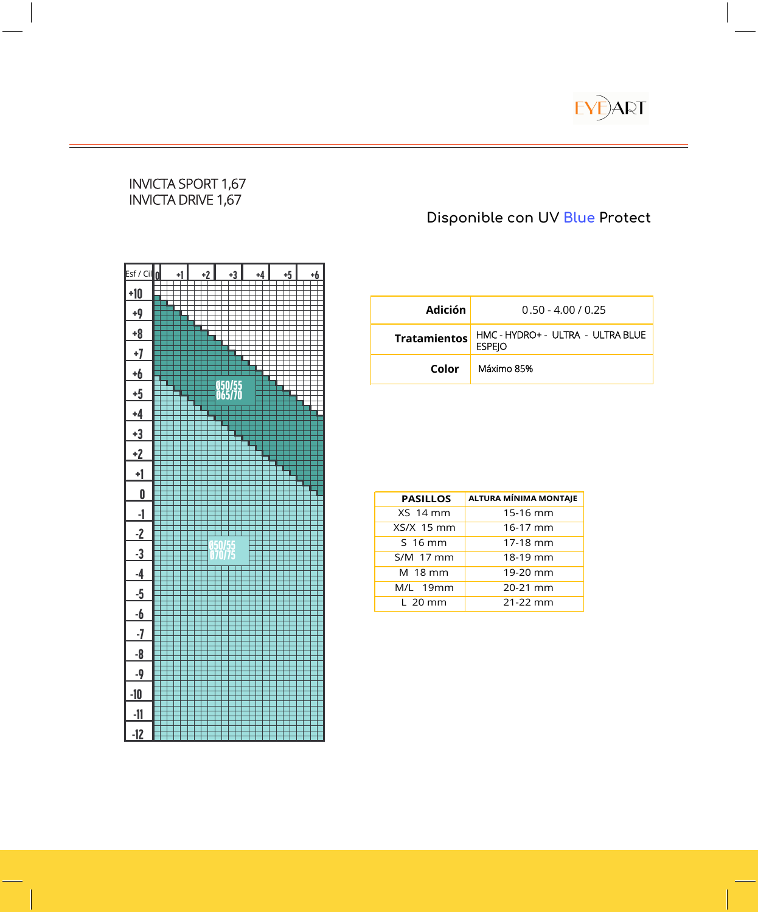EYE ART

INVICTA SPORT 1,67
INVICTA DRIVE 1,67

Disponible con UV Blue Protect

| Esf / Cil | 0 | +1 | +2 | +3 | +4 | +5 | +6 |
|---|---|---|---|---|---|---|---|
| +10 | | | | | | | |
| +9 | | | | | | | |
| +8 | | | | | | | |
| +7 | | | | | | | |
| +6 | | | | | | | |
| +5 | | | Ø50/55 Ø65/70 | | | | |
| +4 | | | | | | | |
| +3 | | | | | | | |
| +2 | | | | | | | |
| +1 | | | | | | | |
| 0 | | | | | | | |
| -1 | | | | | | | |
| -2 | | | | | | | |
| -3 | | | Ø50/55 Ø70/75 | | | | |
| -4 | | | | | | | |
| -5 | | | | | | | |
| -6 | | | | | | | |
| -7 | | | | | | | |
| -8 | | | | | | | |
| -9 | | | | | | | |
| -10 | | | | | | | |
| -11 | | | | | | | |
| -12 | | | | | | | |

| | |
|---|---|
| **Adición** | 0.50 - 4.00 / 0.25 |
| **Tratamientos** | HMC - HYDRO+ - ULTRA - ULTRA BLUE ESPEJO |
| **Color** | Máximo 85% |

| PASILLOS | ALTURA MÍNIMA MONTAJE |
|---|---|
| XS 14 mm | 15-16 mm |
| XS/X 15 mm | 16-17 mm |
| S 16 mm | 17-18 mm |
| S/M 17 mm | 18-19 mm |
| M 18 mm | 19-20 mm |
| M/L 19mm | 20-21 mm |
| L 20 mm | 21-22 mm |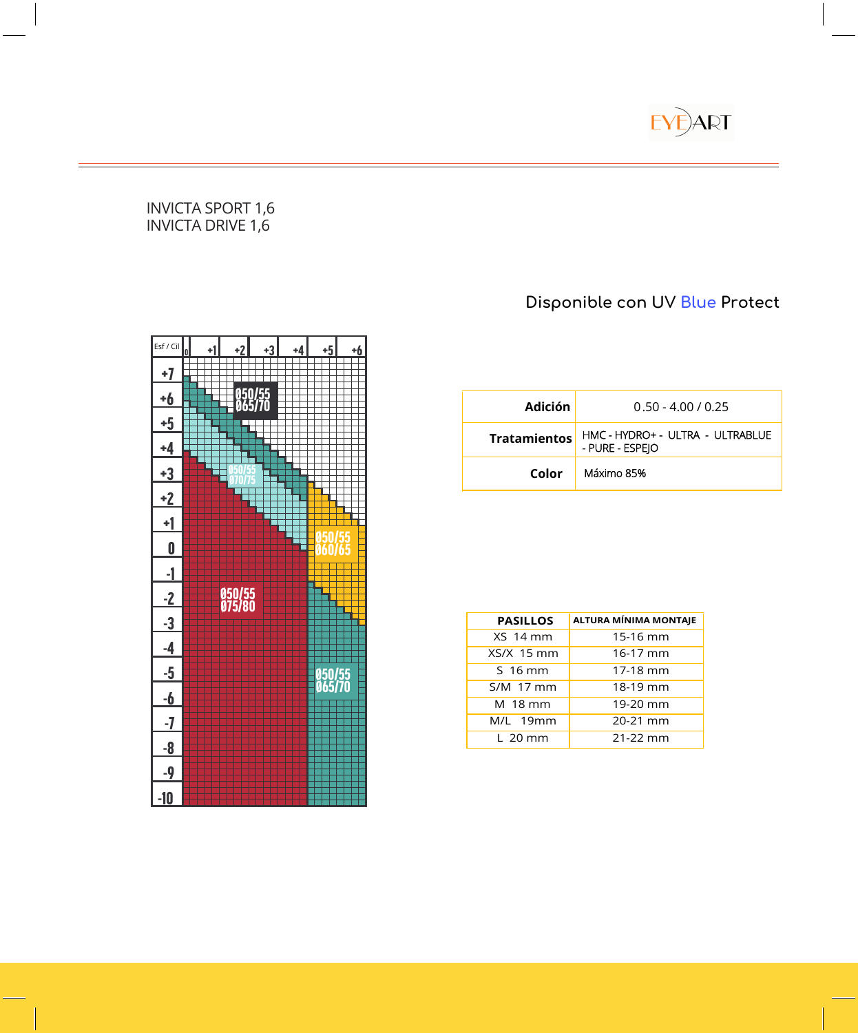INVICTA SPORT 1,6
INVICTA DRIVE 1,6

Disponible con UV Blue Protect

| Esf / Cil | 0 | +1 | +2 | +3 | +4 | +5 | +6 |
|---|---|---|---|---|---|---|---|

Ø50/55 Ø65/70

Ø50/55 Ø70/75

Ø50/55 Ø60/65

Ø50/55 Ø75/80

Ø50/55 Ø65/70

| | |
|---|---|
| **Adición** | 0.50 - 4.00 / 0.25 |
| **Tratamientos** | HMC - HYDRO+ - ULTRA - ULTRABLUE - PURE - ESPEJO |
| **Color** | Máximo 85% |

| PASILLOS | ALTURA MÍNIMA MONTAJE |
|---|---|
| XS 14 mm | 15-16 mm |
| XS/X 15 mm | 16-17 mm |
| S 16 mm | 17-18 mm |
| S/M 17 mm | 18-19 mm |
| M 18 mm | 19-20 mm |
| M/L 19mm | 20-21 mm |
| L 20 mm | 21-22 mm |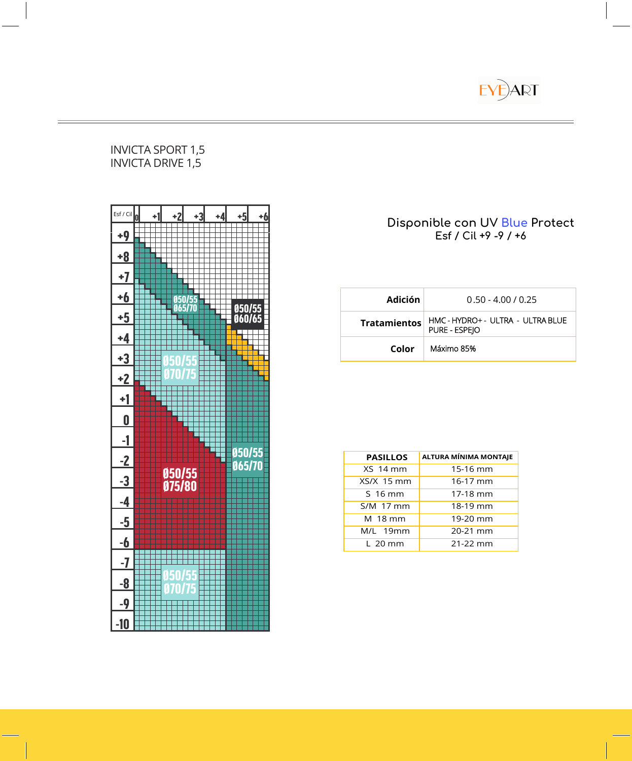INVICTA SPORT 1,5
INVICTA DRIVE 1,5

Esf / Cil

0 +1 +2 +3 +4 +5 +6

+9 +8 +7 +6 +5 +4 +3 +2 +1 0 -1 -2 -3 -4 -5 -6 -7 -8 -9 -10

Ø50/55 Ø65/70

Ø50/55 Ø60/65

Ø50/55 Ø70/75

Ø50/55 Ø65/70

Ø50/55 Ø75/80

Ø50/55 Ø70/75

Disponible con UV Blue Protect
Esf / Cil +9 -9 / +6

| | |
|---|---|
| **Adición** | 0.50 - 4.00 / 0.25 |
| **Tratamientos** | HMC - HYDRO+ - ULTRA - ULTRA BLUE PURE - ESPEJO |
| **Color** | Máximo 85% |

| PASILLOS | ALTURA MÍNIMA MONTAJE |
|---|---|
| XS 14 mm | 15-16 mm |
| XS/X 15 mm | 16-17 mm |
| S 16 mm | 17-18 mm |
| S/M 17 mm | 18-19 mm |
| M 18 mm | 19-20 mm |
| M/L 19mm | 20-21 mm |
| L 20 mm | 21-22 mm |